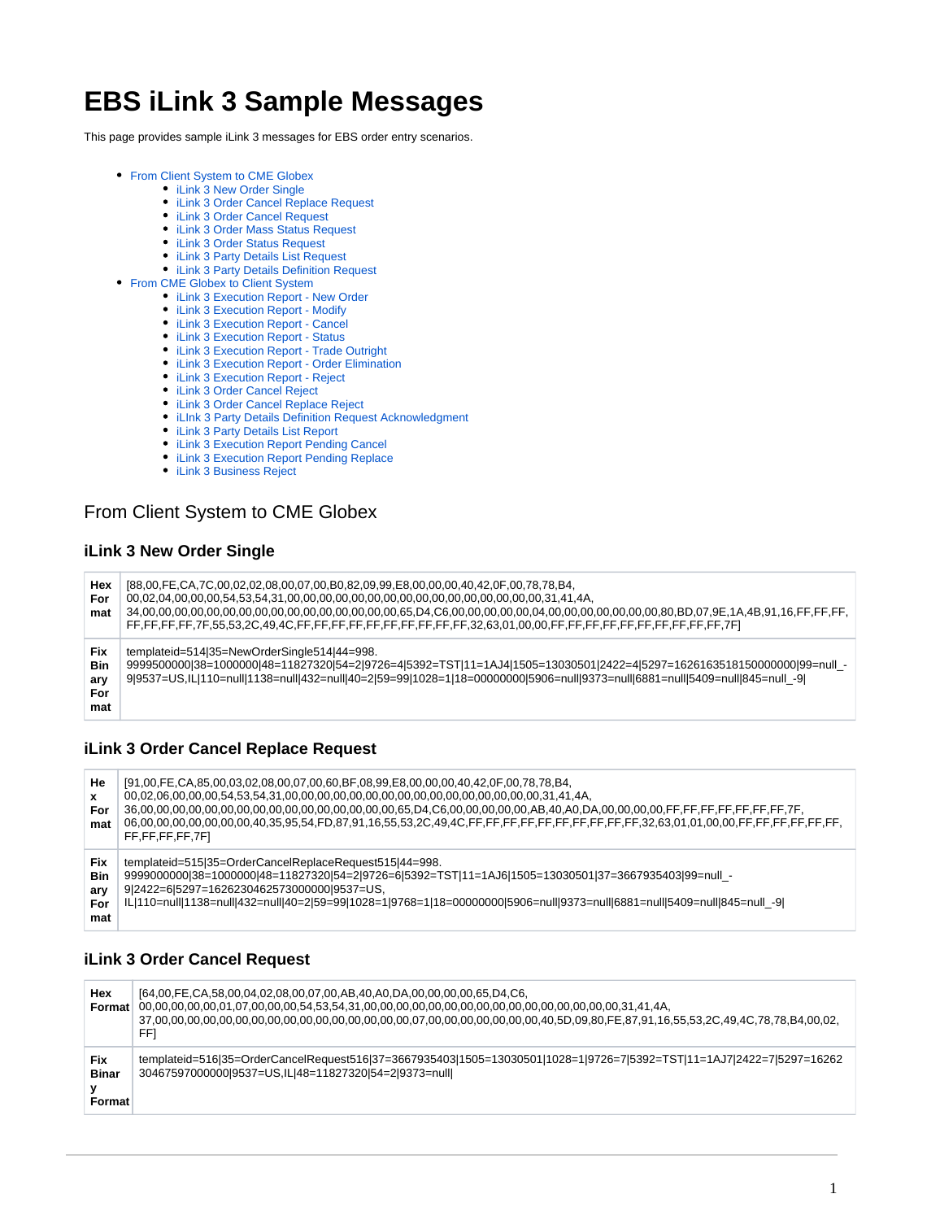# EBS iLink 3 Sample Messages

This page provides sample iLink 3 messages for EBS order entry scenarios.

- From Client System to CME Globex
  - iLink 3 New Order Single
  - iLink 3 Order Cancel Replace Request
  - iLink 3 Order Cancel Request
  - iLink 3 Order Mass Status Request
  - iLink 3 Order Status Request
  - iLink 3 Party Details List Request
  - iLink 3 Party Details Definition Request
- From CME Globex to Client System
  - iLink 3 Execution Report - New Order
  - iLink 3 Execution Report - Modify
  - iLink 3 Execution Report - Cancel
  - iLink 3 Execution Report - Status
  - iLink 3 Execution Report - Trade Outright
  - iLink 3 Execution Report - Order Elimination
  - iLink 3 Execution Report - Reject
  - iLink 3 Order Cancel Reject
  - iLink 3 Order Cancel Replace Reject
  - iLInk 3 Party Details Definition Request Acknowledgment
  - iLink 3 Party Details List Report
  - iLink 3 Execution Report Pending Cancel
  - iLink 3 Execution Report Pending Replace
  - iLink 3 Business Reject

## From Client System to CME Globex

### iLink 3 New Order Single

| | |
|---|---|
| **Hex Format** | [88,00,FE,CA,7C,00,02,02,08,00,07,00,B0,82,09,99,E8,00,00,00,40,42,0F,00,78,78,B4, 00,02,04,00,00,00,54,53,54,31,00,00,00,00,00,00,00,00,00,00,00,00,00,00,00,00,00,31,41,4A, 34,00,00,00,00,00,00,00,00,00,00,00,00,00,00,00,00,00,00,65,D4,C6,00,00,00,00,00,04,00,00,00,00,00,00,80,BD,07,9E,1A,4B,91,16,FF,FF,FF, FF,FF,FF,FF,7F,55,53,2C,49,4C,FF,FF,FF,FF,FF,FF,FF,FF,FF,FF,FF,32,63,01,00,00,FF,FF,FF,FF,FF,FF,FF,FF,FF,FF,7F] |
| **Fix Binary Format** | templateid=514\|35=NewOrderSingle514\|44=998. 9999500000\|38=1000000\|48=11827320\|54=2\|9726=4\|5392=TST\|11=1AJ4\|1505=13030501\|2422=4\|5297=1626163518150000000\|99=null_-9\|9537=US,IL\|110=null\|1138=null\|432=null\|40=2\|59=99\|1028=1\|18=00000000\|5906=null\|9373=null\|6881=null\|5409=null\|845=null_-9\| |

### iLink 3 Order Cancel Replace Request

| | |
|---|---|
| **Hex Format** | [91,00,FE,CA,85,00,03,02,08,00,07,00,60,BF,08,99,E8,00,00,00,40,42,0F,00,78,78,B4, 00,02,06,00,00,00,54,53,54,31,00,00,00,00,00,00,00,00,00,00,00,00,00,00,00,00,00,31,41,4A, 36,00,00,00,00,00,00,00,00,00,00,00,00,00,00,00,00,00,00,65,D4,C6,00,00,00,00,00,AB,40,A0,DA,00,00,00,00,FF,FF,FF,FF,FF,FF,FF,7F, 06,00,00,00,00,00,00,00,40,35,95,54,FD,87,91,16,55,53,2C,49,4C,FF,FF,FF,FF,FF,FF,FF,FF,FF,FF,FF,32,63,01,01,00,00,FF,FF,FF,FF,FF,FF,FF, FF,FF,FF,FF,7F] |
| **Fix Binary Format** | templateid=515\|35=OrderCancelReplaceRequest515\|44=998. 9999000000\|38=1000000\|48=11827320\|54=2\|9726=6\|5392=TST\|11=1AJ6\|1505=13030501\|37=3667935403\|99=null_-9\|2422=6\|5297=1626230462573000000\|9537=US, IL\|110=null\|1138=null\|432=null\|40=2\|59=99\|1028=1\|9768=1\|18=00000000\|5906=null\|9373=null\|6881=null\|5409=null\|845=null_-9\| |

### iLink 3 Order Cancel Request

| | |
|---|---|
| **Hex Format** | [64,00,FE,CA,58,00,04,02,08,00,07,00,AB,40,A0,DA,00,00,00,00,65,D4,C6, 00,00,00,00,00,01,07,00,00,00,54,53,54,31,00,00,00,00,00,00,00,00,00,00,00,00,00,00,00,00,00,31,41,4A, 37,00,00,00,00,00,00,00,00,00,00,00,00,00,00,00,00,00,00,07,00,00,00,00,00,00,00,40,5D,09,80,FE,87,91,16,55,53,2C,49,4C,78,78,B4,00,02, FF] |
| **Fix Binary Format** | templateid=516\|35=OrderCancelRequest516\|37=3667935403\|1505=13030501\|1028=1\|9726=7\|5392=TST\|11=1AJ7\|2422=7\|5297=1626230467597000000\|9537=US,IL\|48=11827320\|54=2\|9373=null\| |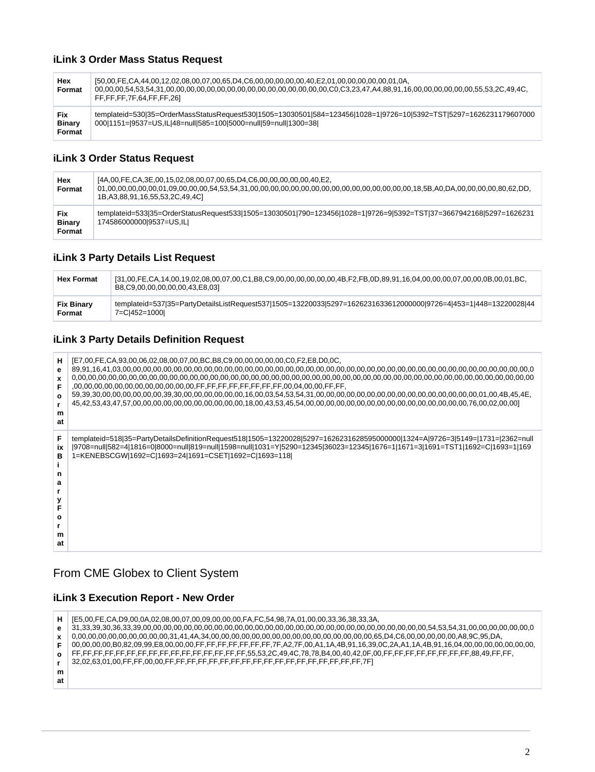### iLink 3 Order Mass Status Request

| | |
|---|---|
| **Hex Format** | [50,00,FE,CA,44,00,12,02,08,00,07,00,65,D4,C6,00,00,00,00,00,40,E2,01,00,00,00,00,00,01,0A, 00,00,00,54,53,54,31,00,00,00,00,00,00,00,00,00,00,00,00,00,00,00,00,00,00,C0,C3,23,47,A4,88,91,16,00,00,00,00,00,00,55,53,2C,49,4C, FF,FF,FF,7F,64,FF,FF,26] |
| **Fix Binary Format** | templateid=530\|35=OrderMassStatusRequest530\|1505=13030501\|584=123456\|1028=1\|9726=10\|5392=TST\|5297=1626231179607000000\|1151=\|9537=US,IL\|48=null\|585=100\|5000=null\|59=null\|1300=38\| |

### iLink 3 Order Status Request

| | |
|---|---|
| **Hex Format** | [4A,00,FE,CA,3E,00,15,02,08,00,07,00,65,D4,C6,00,00,00,00,00,40,E2, 01,00,00,00,00,00,01,09,00,00,00,54,53,54,31,00,00,00,00,00,00,00,00,00,00,00,00,00,00,00,00,00,00,18,5B,A0,DA,00,00,00,00,80,62,DD, 1B,A3,88,91,16,55,53,2C,49,4C] |
| **Fix Binary Format** | templateid=533\|35=OrderStatusRequest533\|1505=13030501\|790=123456\|1028=1\|9726=9\|5392=TST\|37=3667942168\|5297=1626231174586000000\|9537=US,IL\| |

### iLink 3 Party Details List Request

| | |
|---|---|
| **Hex Format** | [31,00,FE,CA,14,00,19,02,08,00,07,00,C1,B8,C9,00,00,00,00,00,00,4B,F2,FB,0D,89,91,16,04,00,00,00,07,00,00,0B,00,01,BC, B8,C9,00,00,00,00,00,43,E8,03] |
| **Fix Binary Format** | templateid=537\|35=PartyDetailsListRequest537\|1505=13220033\|5297=1626231633612000000\|9726=4\|453=1\|448=13220028\|447=C\|452=1000\| |

### iLink 3 Party Details Definition Request

| | |
|---|---|
| **Hex Format** | [E7,00,FE,CA,93,00,06,02,08,00,07,00,BC,B8,C9,00,00,00,00,00,C0,F2,E8,D0,0C, 89,91,16,41,03,00,00,00,00,00,00,00,00,00,00,00,00,00,00,00,00,00,00,00,00,00,00,00,00,00,00,00,00,00,00,00,00,00,00,00,00,00,00,00,00,00,00,00,00,00,00,00,00,00,00,00,00,00,00,00,00,00,00,00,00,00,00,00,00,00,00,00,00,00,00,00,00,00,00,00,00,00,00,00,00,00,00,00,00,00,00,00,00,00,00,00,00,00,00,00,00,00,00,00,00,00,00,FF,FF,FF,FF,FF,FF,FF,FF,00,04,00,00,FF,FF, 59,39,30,00,00,00,00,00,00,39,30,00,00,00,00,00,00,16,00,03,54,53,54,31,00,00,00,00,00,00,00,00,00,00,00,00,00,00,00,00,01,00,4B,45,4E, 45,42,53,43,47,57,00,00,00,00,00,00,00,00,00,00,00,00,18,00,43,53,45,54,00,00,00,00,00,00,00,00,00,00,00,00,00,00,00,00,76,00,02,00,00] |
| **Fix Binary Format** | templateid=518\|35=PartyDetailsDefinitionRequest518\|1505=13220028\|5297=1626231628595000000\|1324=A\|9726=3\|5149=\|1731=\|2362=null\|9708=null\|582=4\|1816=0\|8000=null\|819=null\|1598=null\|1031=Y\|5290=12345\|36023=12345\|1676=1\|1671=3\|1691=TST1\|1692=C\|1693=1\|1691=KENEBSCGW\|1692=C\|1693=24\|1691=CSET\|1692=C\|1693=118\| |

## From CME Globex to Client System

### iLink 3 Execution Report - New Order

| | |
|---|---|
| **Hex Format** | [E5,00,FE,CA,D9,00,0A,02,08,00,07,00,09,00,00,00,FA,FC,54,98,7A,01,00,00,33,36,38,33,3A, 31,33,39,30,36,33,39,00,00,00,00,00,00,00,00,00,00,00,00,00,00,00,00,00,00,00,00,00,00,00,00,00,00,00,00,00,00,54,53,54,31,00,00,00,00,00,00,00,00,00,00,00,00,00,00,00,00,31,41,4A,34,00,00,00,00,00,00,00,00,00,00,00,00,00,00,00,00,65,D4,C6,00,00,00,00,00,A8,9C,95,DA, 00,00,00,00,B0,82,09,99,E8,00,00,00,FF,FF,FF,FF,FF,FF,FF,7F,A2,7F,00,A1,1A,4B,91,16,39,0C,2A,A1,1A,4B,91,16,04,00,00,00,00,00,00,00, FF,FF,FF,FF,FF,FF,FF,FF,FF,FF,FF,FF,FF,FF,FF,FF,55,53,2C,49,4C,78,78,B4,00,40,42,0F,00,FF,FF,FF,FF,FF,FF,FF,FF,88,49,FF,FF, 32,02,63,01,00,FF,FF,00,00,FF,FF,FF,FF,FF,FF,FF,FF,FF,FF,FF,FF,FF,FF,FF,FF,FF,FF,FF,7F] |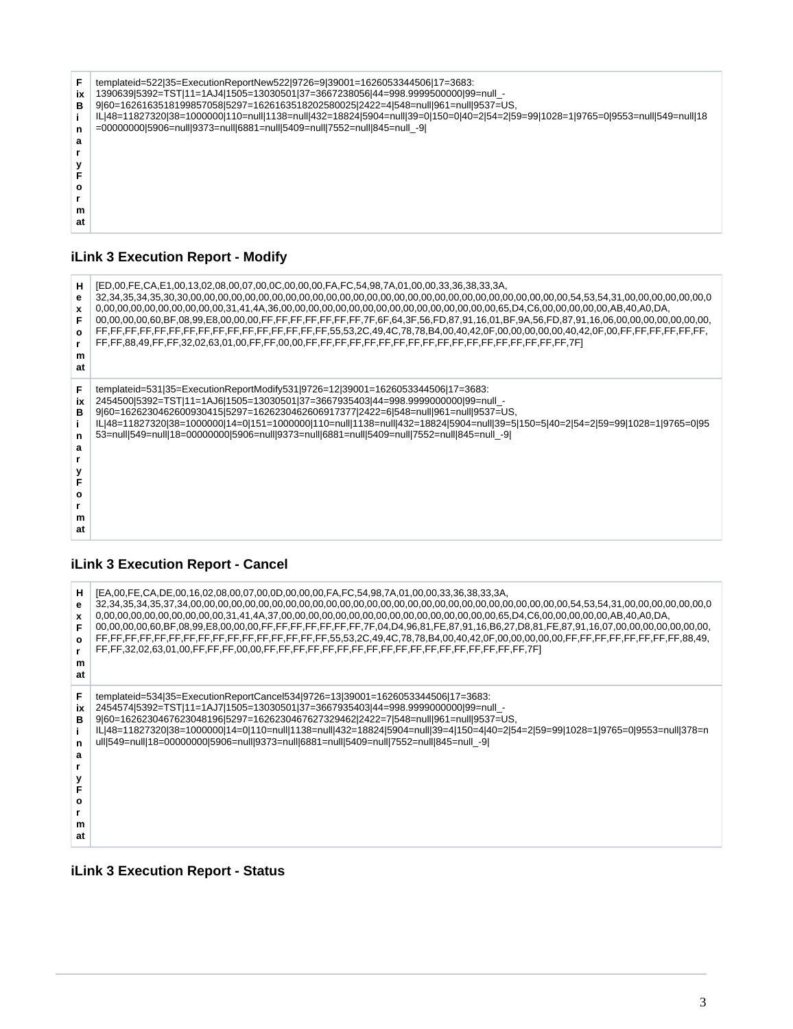| FixBinaryFormat | templateid=522\|35=ExecutionReportNew522\|9726=9\|39001=1626053344506\|17=3683:1390639\|5392=TST\|11=1AJ4\|1505=13030501\|37=3667238056\|44=998.9999500000\|99=null_-9\|60=1626163518199857058\|5297=1626163518202580025\|2422=4\|548=null\|961=null\|9537=US,IL\|48=11827320\|38=1000000\|110=null\|1138=null\|432=18824\|5904=null\|39=0\|150=0\|40=2\|54=2\|59=99\|1028=1\|9765=0\|9553=null\|549=null\|18=00000000\|5906=null\|9373=null\|6881=null\|5409=null\|7552=null\|845=null_-9\| |
|---|---|

### iLink 3 Execution Report - Modify

| HexFormat | [ED,00,FE,CA,E1,00,13,02,08,00,07,00,0C,00,00,00,FA,FC,54,98,7A,01,00,00,33,36,38,33,3A,32,34,35,34,35,30,30,00,00,00,00,00,00,00,00,00,00,00,00,00,00,00,00,00,00,00,00,00,00,00,00,00,00,00,00,00,00,00,00,54,53,54,31,00,00,00,00,00,00,00,00,00,00,00,00,00,00,00,00,31,41,4A,36,00,00,00,00,00,00,00,00,00,00,00,00,00,00,00,00,00,00,00,00,65,D4,C6,00,00,00,00,00,AB,40,A0,DA,00,00,00,00,60,BF,08,99,E8,00,00,00,FF,FF,FF,FF,FF,FF,FF,7F,6F,64,3F,56,FD,87,91,16,01,BF,9A,56,FD,87,91,16,06,00,00,00,00,00,00,00,FF,FF,FF,FF,FF,FF,FF,FF,FF,FF,FF,FF,FF,FF,FF,FF,55,53,2C,49,4C,78,78,B4,00,40,42,0F,00,00,00,00,00,40,42,0F,00,FF,FF,FF,FF,FF,FF,FF,88,49,FF,FF,32,02,63,01,00,FF,FF,00,00,FF,FF,FF,FF,FF,FF,FF,FF,FF,FF,FF,FF,FF,FF,FF,FF,FF,FF,FF,7F] |
|---|---|
| FixBinaryFormat | templateid=531\|35=ExecutionReportModify531\|9726=12\|39001=1626053344506\|17=3683:2454500\|5392=TST\|11=1AJ6\|1505=13030501\|37=3667935403\|44=998.9999000000\|99=null_-9\|60=1626230462600930415\|5297=1626230462606917377\|2422=6\|548=null\|961=null\|9537=US,IL\|48=11827320\|38=1000000\|14=0\|151=1000000\|110=null\|1138=null\|432=18824\|5904=null\|39=5\|150=5\|40=2\|54=2\|59=99\|1028=1\|9765=0\|9553=null\|549=null\|18=00000000\|5906=null\|9373=null\|6881=null\|5409=null\|7552=null\|845=null_-9\| |

### iLink 3 Execution Report - Cancel

| HexFormat | [EA,00,FE,CA,DE,00,16,02,08,00,07,00,0D,00,00,00,FA,FC,54,98,7A,01,00,00,33,36,38,33,3A,32,34,35,34,35,37,34,00,00,00,00,00,00,00,00,00,00,00,00,00,00,00,00,00,00,00,00,00,00,00,00,00,00,00,00,00,00,00,00,54,53,54,31,00,00,00,00,00,00,00,00,00,00,00,00,00,00,00,00,31,41,4A,37,00,00,00,00,00,00,00,00,00,00,00,00,00,00,00,00,00,00,00,00,65,D4,C6,00,00,00,00,00,AB,40,A0,DA,00,00,00,00,60,BF,08,99,E8,00,00,00,FF,FF,FF,FF,FF,FF,FF,7F,04,D4,96,81,FE,87,91,16,B6,27,D8,81,FE,87,91,16,07,00,00,00,00,00,00,00,FF,FF,FF,FF,FF,FF,FF,FF,FF,FF,FF,FF,FF,FF,FF,FF,55,53,2C,49,4C,78,78,B4,00,40,42,0F,00,00,00,00,00,FF,FF,FF,FF,FF,FF,FF,FF,88,49,FF,FF,32,02,63,01,00,FF,FF,FF,00,00,FF,FF,FF,FF,FF,FF,FF,FF,FF,FF,FF,FF,FF,FF,FF,FF,FF,FF,FF,7F] |
|---|---|
| FixBinaryFormat | templateid=534\|35=ExecutionReportCancel534\|9726=13\|39001=1626053344506\|17=3683:2454574\|5392=TST\|11=1AJ7\|1505=13030501\|37=3667935403\|44=998.9999000000\|99=null_-9\|60=1626230467623048196\|5297=1626230467627329462\|2422=7\|548=null\|961=null\|9537=US,IL\|48=11827320\|38=1000000\|14=0\|110=null\|1138=null\|432=18824\|5904=null\|39=4\|150=4\|40=2\|54=2\|59=99\|1028=1\|9765=0\|9553=null\|378=null\|549=null\|18=00000000\|5906=null\|9373=null\|6881=null\|5409=null\|7552=null\|845=null_-9\| |

### iLink 3 Execution Report - Status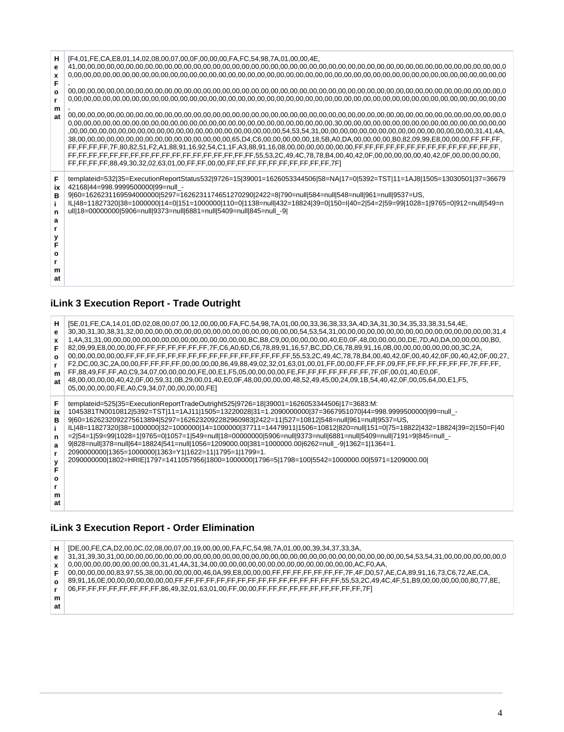| Hex Format | [F4,01,FE,CA,E8,01,14,02,08,00,07,00,0F,00,00,00,FA,FC,54,98,7A,01,00,00,4E, 41,00,00,00,00,00,00,00,00,00,00,00,00,00,00,00,00,00,00,00,00,00,00,00,00,00,00,00,00,00,00,00,00,00,00,00,00,00,00,00,00,00,00,00,00,00,00,00,00,00,00,00,00,00,00,00,00,00,00,00,00,00,00,00,00,00,00,00,00,00,00,00,00,00,00,00,00,00,00,00,00,00,00,00,00,00,00,00,00,00, 00,00,00,00,00,00,00,00,00,00,00,00,00,00,00,00,00,00,00,00,00,00,00,00,00,00,00,00,00,00,00,00,00,00,00,00,00,00,00,00,00,00,00,00,00,00,00,00,00,00,00,00,00,00,00,00,00,00,00,00,00,00,00,00,00,00,00,00,00,00,00,00,00,00,00,00,00,00,00,00,00,00,00,00,00,00,00,00,00,00,00,00,00,00,00,00,00,00,00,00, 00,00,00,00,00,00,00,00,00,00,00,00,00,00,00,00,00,00,00,00,00,00,00,00,00,00,00,00,00,00,00,00,00,00,00,00,00,00,00,00,00,00,00,00,00,00,00,00,00,00,00,00,00,00,00,00,00,00,00,00,00,00,00,00,00,00,00,00,00,00,00,00,00,30,00,00,00,00,00,00,00,00,00,00,00,00,00,00,00,00,00,00,00,00,00,00,00,00,00,00,00,00,00,00,00,00,00,00,00,00,00,00,00,00,00,00,00,00,00,00,00,00,00,00,00,54,53,54,31,00,00,00,00,00,00,00,00,00,00,00,00,00,00,00,00,00,31,41,4A, 38,00,00,00,00,00,00,00,00,00,00,00,00,00,00,00,00,65,D4,C6,00,00,00,00,00,18,5B,A0,DA,00,00,00,00,B0,82,09,99,E8,00,00,00,FF,FF,FF, FF,FF,FF,FF,7F,80,82,51,F2,A1,88,91,16,92,54,C1,1F,A3,88,91,16,08,00,00,00,00,00,00,FF,FF,FF,FF,FF,FF,FF,FF,FF,FF,FF,FF,FF,FF,FF, FF,FF,FF,FF,FF,FF,FF,FF,FF,FF,FF,FF,FF,FF,FF,FF,FF,FF,FF,55,53,2C,49,4C,78,78,B4,00,40,42,0F,00,00,00,00,40,42,0F,00,00,00,00,00, FF,FF,FF,FF,88,49,30,32,02,63,01,00,FF,FF,00,00,FF,FF,FF,FF,FF,FF,FF,FF,FF,FF,FF,7F] |
|---|---|
| FixBinaryFormat | templateid=532\|35=ExecutionReportStatus532\|9726=15\|39001=1626053344506\|58=NA\|17=0\|5392=TST\|11=1AJ8\|1505=13030501\|37=3667942168\|44=998.9999500000\|99=null_-9\|60=1626231169594000000\|5297=1626231174651270290\|2422=8\|790=null\|584=null\|548=null\|961=null\|9537=US, IL\|48=11827320\|38=1000000\|14=0\|151=1000000\|110=0\|1138=null\|432=18824\|39=0\|150=I\|40=2\|54=2\|59=99\|1028=1\|9765=0\|912=null\|549=null\|18=00000000\|5906=null\|9373=null\|6881=null\|5409=null\|845=null_-9\| |

### iLink 3 Execution Report - Trade Outright

| Hex Format | [5E,01,FE,CA,14,01,0D,02,08,00,07,00,12,00,00,00,FA,FC,54,98,7A,01,00,00,33,36,38,33,3A,4D,3A,31,30,34,35,33,38,31,54,4E, 30,30,31,30,38,31,32,00,00,00,00,00,00,00,00,00,00,00,00,00,00,00,00,00,00,54,53,54,31,00,00,00,00,00,00,00,00,00,00,00,00,00,00,00,00,31,41,4A,31,31,00,00,00,00,00,00,00,00,00,00,00,00,00,00,00,BC,B8,C9,00,00,00,00,00,40,E0,0F,48,00,00,00,00,DE,7D,A0,DA,00,00,00,00,B0, 82,09,99,E8,00,00,00,FF,FF,FF,FF,FF,FF,FF,7F,C6,A0,6D,C6,78,89,91,16,57,BC,DD,C6,78,89,91,16,0B,00,00,00,00,00,00,00,3C,2A, 00,00,00,00,00,00,FF,FF,FF,FF,FF,FF,FF,FF,FF,FF,FF,FF,FF,FF,FF,FF,FF,FF,55,53,2C,49,4C,78,78,B4,00,40,42,0F,00,40,42,0F,00,27, F2,DC,00,3C,2A,00,00,FF,FF,FF,FF,00,00,00,00,86,49,88,49,02,32,01,63,01,00,01,FF,00,00,FF,FF,FF,09,FF,FF,FF,FF,FF,FF,FF,7F,FF,FF, FF,88,49,FF,FF,A0,C9,34,07,00,00,00,00,FE,00,E1,F5,05,00,00,00,00,FE,FF,FF,FF,FF,FF,FF,FF,7F,0F,00,01,40,E0,0F, 48,00,00,00,00,40,42,0F,00,59,31,0B,29,00,01,40,E0,0F,48,00,00,00,00,48,52,49,45,00,24,09,1B,54,40,42,0F,00,05,64,00,E1,F5, 05,00,00,00,00,FE,A0,C9,34,07,00,00,00,00,FE] |
|---|---|
| FixBinaryFormat | templateid=525\|35=ExecutionReportTradeOutright525\|9726=18\|39001=1626053344506\|17=3683:M:1045381TN0010812\|5392=TST\|11=1AJ11\|1505=13220028\|31=1.2090000000\|37=3667951070\|44=998.9999500000\|99=null_-9\|60=1626232092275613894\|5297=1626232092282960983\|2422=11\|527=10812\|548=null\|961=null\|9537=US, IL\|48=11827320\|38=1000000\|32=1000000\|14=1000000\|37711=14479911\|1506=10812\|820=null\|151=0\|75=18822\|432=18824\|39=2\|150=F\|40=2\|54=1\|59=99\|1028=1\|9765=0\|1057=1\|549=null\|18=00000000\|5906=null\|9373=null\|6881=null\|5409=null\|7191=9\|845=null_-9\|828=null\|378=null\|64=18824\|541=null\|1056=1209000.00\|381=1000000.00\|6262=null_-9\|1362=1\|1364=1.2090000000\|1365=1000000\|1363=Y1\|1622=11\|1795=1\|1799=1.2090000000\|1802=HRIE\|1797=1411057956\|1800=1000000\|1796=5\|1798=100\|5542=1000000.00\|5971=1209000.00\| |

### iLink 3 Execution Report - Order Elimination

| Hex Format | [DE,00,FE,CA,D2,00,0C,02,08,00,07,00,19,00,00,00,FA,FC,54,98,7A,01,00,00,39,34,37,33,3A, 31,31,39,30,31,00,00,00,00,00,00,00,00,00,00,00,00,00,00,00,00,00,00,00,00,00,00,00,00,00,00,00,00,00,00,54,53,54,31,00,00,00,00,00,00,00,00,00,00,00,00,00,00,00,00,31,41,4A,31,34,00,00,00,00,00,00,00,00,00,00,00,00,00,00,AC,F0,AA, 00,00,00,00,00,83,97,55,38,00,00,00,00,00,46,0A,99,E8,00,00,00,FF,FF,FF,FF,FF,FF,FF,7F,4F,D0,57,AE,CA,89,91,16,73,C6,72,AE,CA, 89,91,16,0E,00,00,00,00,00,00,00,FF,FF,FF,FF,FF,FF,FF,FF,FF,FF,FF,FF,FF,FF,FF,FF,FF,55,53,2C,49,4C,4F,51,B9,00,00,00,00,00,80,77,8E, 06,FF,FF,FF,FF,FF,FF,FF,FF,86,49,32,01,63,01,00,FF,00,00,FF,FF,FF,FF,FF,FF,FF,FF,FF,FF,FF,7F] |
|---|---|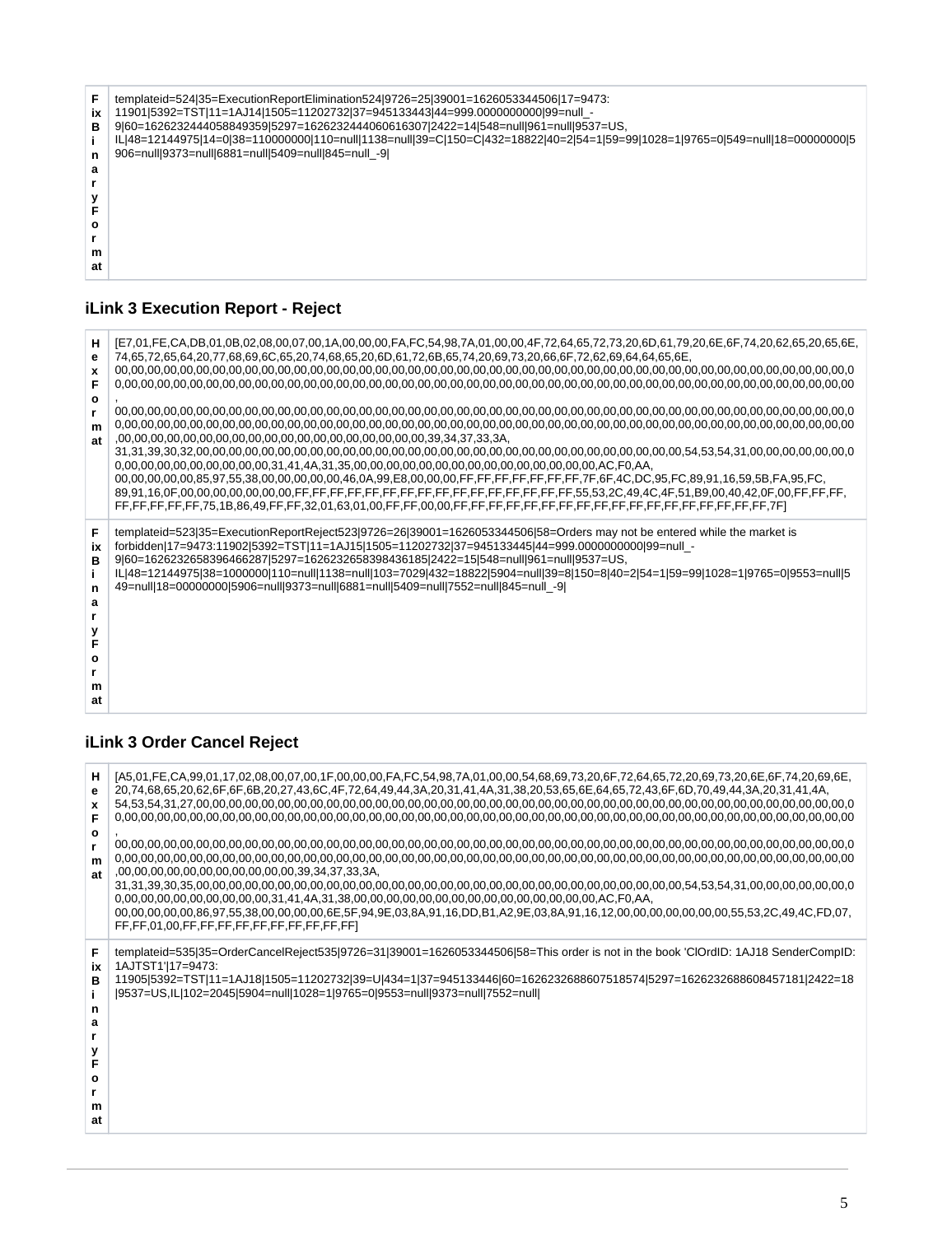| Fix Binary Format | templateid=524\|35=ExecutionReportElimination524\|9726=25\|39001=1626053344506\|17=9473:11901\|5392=TST\|11=1AJ14\|1505=11202732\|37=945133443\|44=999.0000000000\|99=null_-9\|60=1626232444058849359\|5297=1626232444060616307\|2422=14\|548=null\|961=null\|9537=US,IL\|48=12144975\|14=0\|38=110000000\|110=null\|1138=null\|39=C\|150=C\|432=18822\|40=2\|54=1\|59=99\|1028=1\|9765=0\|549=null\|18=00000000\|5906=null\|9373=null\|6881=null\|5409=null\|845=null_-9\| |
|---|---|

### iLink 3 Execution Report - Reject

| Hex Format | [E7,01,FE,CA,DB,01,0B,02,08,00,07,00,1A,00,00,00,FA,FC,54,98,7A,01,00,00,4F,72,64,65,72,73,20,6D,61,79,20,6E,6F,74,20,62,65,20,65,6E,74,65,72,65,64,20,77,68,69,6C,65,20,74,68,65,20,6D,61,72,6B,65,74,20,69,73,20,66,6F,72,62,69,64,64,65,6E,00,00,00,00,00,00,00,00,00,00,00,00,00,00,00,00,00,00,00,00,00,00,00,00,00,00,00,00,00,00,00,00,00,00,00,00,00,00,00,00,00,00,00,00,00,00,00,00,00,00,00,00,00,00,00,00,00,00,00,00,00,00,00,00,00,00,00,00,00,00,00,00,00,00,00,00,00,00,00,00,00,00,00,00,00,00,00,00,00,00,00,00,00,00,00,00,00,00,00,00,00,00,00,00,00,00,00,00,00,00,00,00,00,00,00,00,00,00,00,00,00,00,00,00,00,00,00,00,00,00,00,00,00,00,00,00,00,00,00,00,00,00,00,00,00,00,00,00,00,00,00,00,00,00,00,00,00,00,00,00,00,00,00,00,00,00,00,00,00,00,00,00,00,00,00,00,00,00,00,00,00,00,00,00,00,00,00,00,00,00,00,00,00,00,00,00,00,00,00,00,00,00,00,39,34,37,33,3A,31,31,39,30,32,00,00,00,00,00,00,00,00,00,00,00,00,00,00,00,00,00,00,00,00,00,00,00,00,00,00,00,00,00,00,00,00,54,53,54,31,00,00,00,00,00,00,00,00,00,00,00,00,00,00,00,00,31,41,4A,31,35,00,00,00,00,00,00,00,00,00,00,00,00,00,00,00,00,AC,F0,AA,00,00,00,00,00,85,97,55,38,00,00,00,00,00,46,0A,99,E8,00,00,00,FF,FF,FF,FF,FF,FF,7F,6F,4C,DC,95,FC,89,91,16,59,5B,FA,95,FC,89,91,16,0F,00,00,00,00,00,00,00,FF,FF,FF,FF,FF,FF,FF,FF,FF,FF,FF,FF,FF,FF,FF,FF,55,53,2C,49,4C,4F,51,B9,00,40,42,0F,00,FF,FF,FF,FF,FF,FF,FF,FF,75,1B,86,49,FF,FF,32,01,63,01,00,FF,FF,00,00,FF,FF,FF,FF,FF,FF,FF,FF,FF,FF,FF,FF,FF,FF,FF,FF,FF,FF,FF,7F] |
|---|---|
| Fix Binary Format | templateid=523\|35=ExecutionReportReject523\|9726=26\|39001=1626053344506\|58=Orders may not be entered while the market is forbidden\|17=9473:11902\|5392=TST\|11=1AJ15\|1505=11202732\|37=945133445\|44=999.0000000000\|99=null_-9\|60=1626232658396466287\|5297=1626232658398436185\|2422=15\|548=null\|961=null\|9537=US,IL\|48=12144975\|38=1000000\|110=null\|1138=null\|103=7029\|432=18822\|5904=null\|39=8\|150=8\|40=2\|54=1\|59=99\|1028=1\|9765=0\|9553=null\|549=null\|18=00000000\|5906=null\|9373=null\|6881=null\|5409=null\|7552=null\|845=null_-9\| |

### iLink 3 Order Cancel Reject

| Hex Format | [A5,01,FE,CA,99,01,17,02,08,00,07,00,1F,00,00,00,FA,FC,54,98,7A,01,00,00,54,68,69,73,20,6F,72,64,65,72,20,69,73,20,6E,6F,74,20,69,6E,20,74,68,65,20,62,6F,6F,6B,20,27,43,6C,4F,72,64,49,44,3A,20,31,41,4A,31,38,20,53,65,6E,64,65,72,43,6F,6D,70,49,44,3A,20,31,41,4A,54,53,54,31,27,00,00,00,00,00,00,00,00,00,00,00,00,00,00,00,00,00,00,00,00,00,00,00,00,00,00,00,00,00,00,00,00,00,00,00,00,00,00,00,00,00,00,00,00,00,00,00,00,00,00,00,00,00,00,00,00,00,00,00,00,00,00,00,00,00,00,00,00,00,00,00,00,00,00,00,00,00,00,00,00,00,00,00,00,00,00,00,00,00,00,00,00,00,00,00,00,00,00,00,00,00,00,00,00,00,00,00,00,00,00,00,00,00,00,00,00,00,00,00,00,00,00,00,00,00,00,00,00,00,00,00,00,00,00,00,00,00,00,00,00,00,00,00,00,00,00,00,00,00,00,00,00,00,00,00,00,00,00,00,00,00,00,00,00,00,00,00,00,00,00,00,00,00,00,00,00,00,00,00,00,00,00,00,00,00,00,00,00,00,00,00,00,00,00,00,00,00,00,00,00,00,00,00,00,00,00,00,00,00,00,00,00,00,00,00,00,00,00,00,00,00,00,00,39,34,37,33,3A,31,31,39,30,35,00,00,00,00,00,00,00,00,00,00,00,00,00,00,00,00,00,00,00,00,00,00,00,00,00,00,00,00,00,00,00,00,54,53,54,31,00,00,00,00,00,00,00,00,00,00,00,00,00,00,00,00,31,41,4A,31,38,00,00,00,00,00,00,00,00,00,00,00,00,00,00,00,00,AC,F0,AA,00,00,00,00,00,86,97,55,38,00,00,00,00,00,6E,5F,94,9E,03,8A,91,16,DD,B1,A2,9E,03,8A,91,16,12,00,00,00,00,00,00,00,55,53,2C,49,4C,FD,07,FF,FF,01,00,FF,FF,FF,FF,FF,FF,FF,FF,FF,FF] |
|---|---|
| Fix Binary Format | templateid=535\|35=OrderCancelReject535\|9726=31\|39001=1626053344506\|58=This order is not in the book 'ClOrdID: 1AJ18 SenderCompID: 1AJTST1'\|17=9473:11905\|5392=TST\|11=1AJ18\|1505=11202732\|39=U\|434=1\|37=945133446\|60=1626232688607518574\|5297=1626232688608457181\|2422=18\|9537=US,IL\|102=2045\|5904=null\|1028=1\|9765=0\|9553=null\|9373=null\|7552=null\| |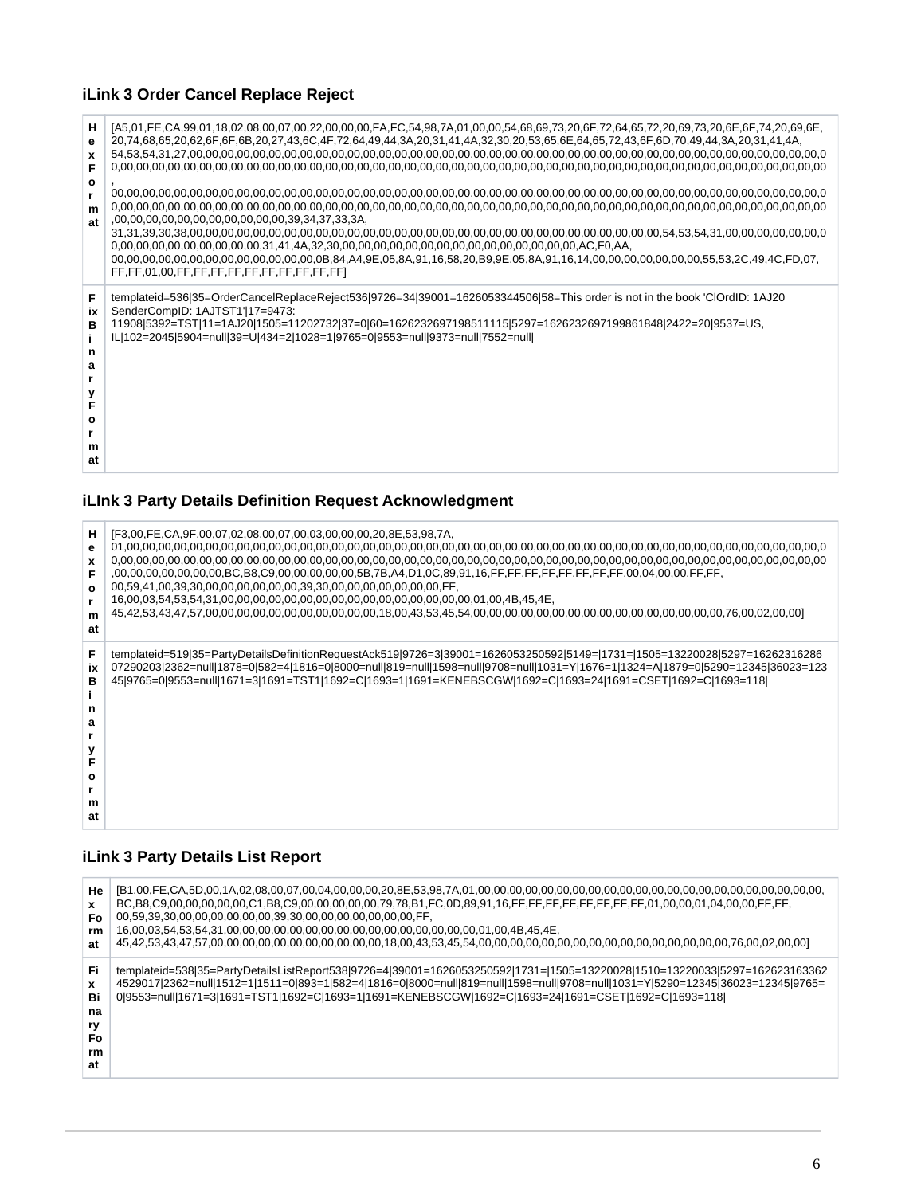### iLink 3 Order Cancel Replace Reject

| | |
|---|---|
| Hex Format | [A5,01,FE,CA,99,01,18,02,08,00,07,00,22,00,00,00,FA,FC,54,98,7A,01,00,00,54,68,69,73,20,6F,72,64,65,72,20,69,73,20,6E,6F,74,20,69,6E,20,74,68,65,20,62,6F,6F,6B,20,27,43,6C,4F,72,64,49,44,3A,20,31,41,4A,32,30,20,53,65,6E,64,65,72,43,6F,6D,70,49,44,3A,20,31,41,4A,54,53,54,31,27,00,00,00,00,00,00,00,00,00,00,00,00,00,00,00,00,00,00,00,00,00,00,00,00,00,00,00,00,00,00,00,00,00,00,00,00,00,00,00,00,00,00,00,00,00,00,00,00,00,00,00,00,00,00,00,00,00,00,00,00,00,00,00,00,00,00,00,00,00,00,00,00,00,00,00,00,00,00,00,00,00,00,00,00,00,00,00,00,00,00,00,00,00,00,00,00,00,00,00,00,00,00,00,00,00,00,00,00,00,00,00,00,00,00,00,00,00,00,00,00,00,00,00,00,00,00,00,00,00,00,00,00,00,00,00,00,00,00,00,00,00,00,00,00,00,00,00,00,00,00,00,00,00,00,00,00,00,00,00,00,00,00,00,00,00,00,00,00,00,00,00,00,00,00,00,00,00,00,00,00,00,00,00,00,00,00,00,00,00,00,00,00,00,00,00,00,00,00,00,00,00,00,00,00,00,00,00,00,00,00,00,00,00,00,00,00,00,00,00,00,00,00,00,00,39,34,37,33,3A,31,31,39,30,38,00,00,00,00,00,00,00,00,00,00,00,00,00,00,00,00,00,00,00,00,00,00,00,00,00,00,00,00,00,00,00,00,00,00,00,00,54,53,54,31,00,00,00,00,00,00,00,00,00,00,00,00,00,00,00,00,00,31,41,4A,32,30,00,00,00,00,00,00,00,00,00,00,00,00,00,00,00,00,AC,F0,AA,00,00,00,00,00,00,00,00,00,00,00,00,00,00,0B,84,A4,9E,05,8A,91,16,58,20,B9,9E,05,8A,91,16,14,00,00,00,00,00,00,00,55,53,2C,49,4C,FD,07,FF,FF,01,00,FF,FF,FF,FF,FF,FF,FF,FF,FF,FF,FF] |
| Fix Binary Format | templateid=536\|35=OrderCancelReplaceReject536\|9726=34\|39001=1626053344506\|58=This order is not in the book 'ClOrdID: 1AJ20 SenderCompID: 1AJTST1'\|17=9473:11908\|5392=TST\|11=1AJ20\|1505=11202732\|37=0\|60=1626232697198511115\|5297=1626232697199861848\|2422=20\|9537=US,IL\|102=2045\|5904=null\|39=U\|434=2\|1028=1\|9765=0\|9553=null\|9373=null\|7552=null\| |

### iLInk 3 Party Details Definition Request Acknowledgment

| | |
|---|---|
| Hex Format | [F3,00,FE,CA,9F,00,07,02,08,00,07,00,03,00,00,00,20,8E,53,98,7A,01,00,00,00,00,00,00,00,00,00,00,00,00,00,00,00,00,00,00,00,00,00,00,00,00,00,00,00,00,00,00,00,00,00,00,00,00,00,00,00,00,00,00,00,00,00,00,00,00,00,00,00,00,00,00,00,00,00,00,00,00,00,00,00,00,00,00,00,00,00,00,00,00,00,00,00,00,00,00,00,00,00,00,00,00,00,00,00,00,00,00,00,00,00,00,00,00,00,00,00,00,BC,B8,C9,00,00,00,00,00,5B,7B,A4,D1,0C,89,91,16,FF,FF,FF,FF,FF,FF,FF,FF,00,04,00,00,FF,FF,00,59,41,00,39,30,00,00,00,00,00,00,39,30,00,00,00,00,00,00,FF,16,00,03,54,53,54,31,00,00,00,00,00,00,00,00,00,00,00,00,00,00,00,00,01,00,4B,45,4E,45,42,53,43,47,57,00,00,00,00,00,00,00,00,00,00,00,18,00,43,53,45,54,00,00,00,00,00,00,00,00,00,00,00,00,00,00,00,00,76,00,02,00,00] |
| Fix Binary Format | templateid=519\|35=PartyDetailsDefinitionRequestAck519\|9726=3\|39001=1626053250592\|5149=\|1731=\|1505=13220028\|5297=1626231628607290203\|2362=null\|1878=0\|582=4\|1816=0\|8000=null\|819=null\|1598=null\|9708=null\|1031=Y\|1676=1\|1324=A\|1879=0\|5290=12345\|36023=12345\|9765=0\|9553=null\|1671=3\|1691=TST1\|1692=C\|1693=1\|1691=KENEBSCGW\|1692=C\|1693=24\|1691=CSET\|1692=C\|1693=118\| |

### iLink 3 Party Details List Report

| | |
|---|---|
| Hex Format | [B1,00,FE,CA,5D,00,1A,02,08,00,07,00,04,00,00,00,20,8E,53,98,7A,01,00,00,00,00,00,00,00,00,00,00,00,00,00,00,00,00,00,00,00,00,00,00,00,00,00,BC,B8,C9,00,00,00,00,00,C1,B8,C9,00,00,00,00,00,79,78,B1,FC,0D,89,91,16,FF,FF,FF,FF,FF,FF,FF,FF,01,00,00,01,04,00,00,FF,FF,00,59,39,30,00,00,00,00,00,39,30,00,00,00,00,00,00,FF,16,00,03,54,53,54,31,00,00,00,00,00,00,00,00,00,00,00,00,00,00,00,00,01,00,4B,45,4E,45,42,53,43,47,57,00,00,00,00,00,00,00,00,00,00,00,18,00,43,53,45,54,00,00,00,00,00,00,00,00,00,00,00,00,00,00,00,00,76,00,02,00,00] |
| Fix Binary Format | templateid=538\|35=PartyDetailsListReport538\|9726=4\|39001=1626053250592\|1731=\|1505=13220028\|1510=13220033\|5297=1626231633624529017\|2362=null\|1512=1\|1511=0\|893=1\|582=4\|1816=0\|8000=null\|819=null\|1598=null\|9708=null\|1031=Y\|5290=12345\|36023=12345\|9765=0\|9553=null\|1671=3\|1691=TST1\|1692=C\|1693=1\|1691=KENEBSCGW\|1692=C\|1693=24\|1691=CSET\|1692=C\|1693=118\| |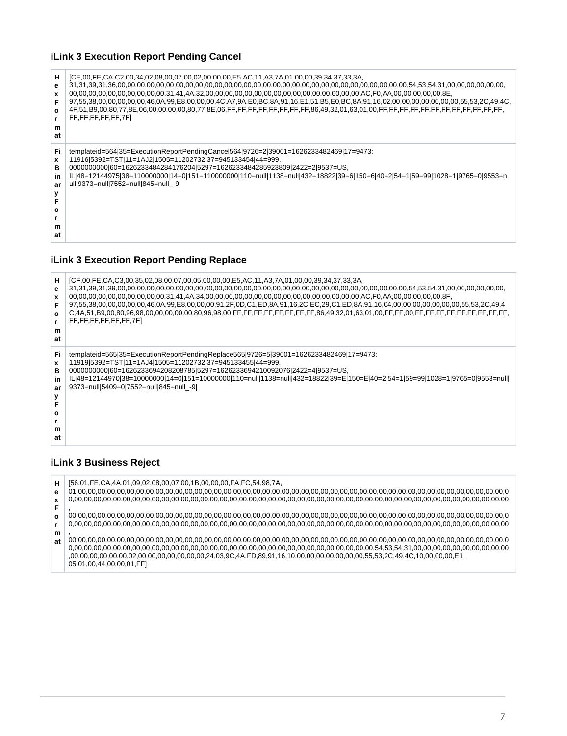### iLink 3 Execution Report Pending Cancel

| Hex Format | [CE,00,FE,CA,C2,00,34,02,08,00,07,00,02,00,00,00,E5,AC,11,A3,7A,01,00,00,39,34,37,33,3A, 31,31,39,31,36,00,00,00,00,00,00,00,00,00,00,00,00,00,00,00,00,00,00,00,00,00,00,00,00,00,00,00,00,00,00,54,53,54,31,00,00,00,00,00,00, 00,00,00,00,00,00,00,00,00,00,31,41,4A,32,00,00,00,00,00,00,00,00,00,00,00,00,00,00,00,00,00,00,AC,F0,AA,00,00,00,00,00,8E, 97,55,38,00,00,00,00,00,46,0A,99,E8,00,00,00,4C,A7,9A,E0,BC,8A,91,16,E1,51,B5,E0,BC,8A,91,16,02,00,00,00,00,00,00,00,55,53,2C,49,4C, 4F,51,B9,00,80,77,8E,06,00,00,00,00,80,77,8E,06,FF,FF,FF,FF,FF,FF,FF,FF,86,49,32,01,63,01,00,FF,FF,FF,FF,FF,FF,FF,FF,FF,FF,FF,FF, FF,FF,FF,FF,FF,7F] |
|---|---|
| Fix Binary Format | templateid=564\|35=ExecutionReportPendingCancel564\|9726=2\|39001=1626233482469\|17=9473: 11916\|5392=TST\|11=1AJ2\|1505=11202732\|37=945133454\|44=999. 0000000000\|60=1626233484284176204\|5297=1626233484285923809\|2422=2\|9537=US, IL\|48=12144975\|38=110000000\|14=0\|151=110000000\|110=null\|1138=null\|432=18822\|39=6\|150=6\|40=2\|54=1\|59=99\|1028=1\|9765=0\|9553=null\|9373=null\|7552=null\|845=null_-9\| |

### iLink 3 Execution Report Pending Replace

| Hex Format | [CF,00,FE,CA,C3,00,35,02,08,00,07,00,05,00,00,00,E5,AC,11,A3,7A,01,00,00,39,34,37,33,3A, 31,31,39,31,39,00,00,00,00,00,00,00,00,00,00,00,00,00,00,00,00,00,00,00,00,00,00,00,00,00,00,00,00,00,00,54,53,54,31,00,00,00,00,00,00, 00,00,00,00,00,00,00,00,00,00,31,41,4A,34,00,00,00,00,00,00,00,00,00,00,00,00,00,00,00,00,00,00,AC,F0,AA,00,00,00,00,00,8F, 97,55,38,00,00,00,00,00,46,0A,99,E8,00,00,00,91,2F,0D,C1,ED,8A,91,16,2C,EC,29,C1,ED,8A,91,16,04,00,00,00,00,00,00,00,55,53,2C,49,4 C,4A,51,B9,00,80,96,98,00,00,00,00,00,80,96,98,00,FF,FF,FF,FF,FF,FF,FF,FF,86,49,32,01,63,01,00,FF,FF,00,FF,FF,FF,FF,FF,FF,FF,FF,FF, FF,FF,FF,FF,FF,FF,7F] |
|---|---|
| Fix Binary Format | templateid=565\|35=ExecutionReportPendingReplace565\|9726=5\|39001=1626233482469\|17=9473: 11919\|5392=TST\|11=1AJ4\|1505=11202732\|37=945133455\|44=999. 0000000000\|60=1626233694208208785\|5297=1626233694210092076\|2422=4\|9537=US, IL\|48=12144970\|38=10000000\|14=0\|151=10000000\|110=null\|1138=null\|432=18822\|39=E\|150=E\|40=2\|54=1\|59=99\|1028=1\|9765=0\|9553=null\|9373=null\|5409=0\|7552=null\|845=null_-9\| |

### iLink 3 Business Reject

| Hex Format | [56,01,FE,CA,4A,01,09,02,08,00,07,00,1B,00,00,00,FA,FC,54,98,7A, 01,00,00,00,00,00,00,00,00,00,00,00,00,00,00,00,00,00,00,00,00,00,00,00,00,00,00,00,00,00,00,00,00,00,00,00,00,00,00,00,00,00,00,00,00,00,00,00,00,00,00,00,00,00,00,00,00,00,00,00,00,00,00,00,00,00,00,00,00,00,00,00,00,00,00,00,00,00,00,00,00,00,00,00,00,00,00,00,00,00,00,00,00,00,00,00,00,00,00,00,00,00,00,00,00,00,00,00,00,00,00,00,00,00,00,00,00,00, 00,00,00,00,00,00,00,00,00,00,00,00,00,00,00,00,00,00,00,00,00,00,00,00,00,00,00,00,00,00,00,00,00,00,00,00,00,00,00,00,00,00,00,00,00,00,00,00,00,00,00,00,00,00,00,00,00,00,00,00,00,00,00,00,00,00,00,00,00,00,00,00,00,00,00,00,00,00,00,00,00,00,00,00,00,00,00,00,00,00,00,00,00,00,00,00,00,00,00,00,00,00,00,00,00,00,00,00,00,00,00,00,00,00,00,00,00,00,00,00,00,00, 00,00,00,00,00,00,00,00,00,00,00,00,00,00,00,00,00,00,00,00,00,00,00,00,00,00,00,00,00,00,00,00,00,00,00,00,00,00,00,00,00,00,00,00,00,00,00,00,00,00,00,00,00,00,00,00,00,00,00,00,00,00,00,00,00,00,00,00,00,00,00,00,00,00,00,00,00,00,00,00,00,00,00,00,00,00,00,00,00,00,00,00,00,00,00,00,00,00,00,00,00,54,53,54,31,00,00,00,00,00,00,00,00,00,00,00,00,00,00,00,00,00,02,00,00,00,00,00,00,00,24,03,9C,4A,FD,89,91,16,10,00,00,00,00,00,00,00,55,53,2C,49,4C,10,00,00,00,E1, 05,01,00,44,00,00,01,FF] |
|---|---|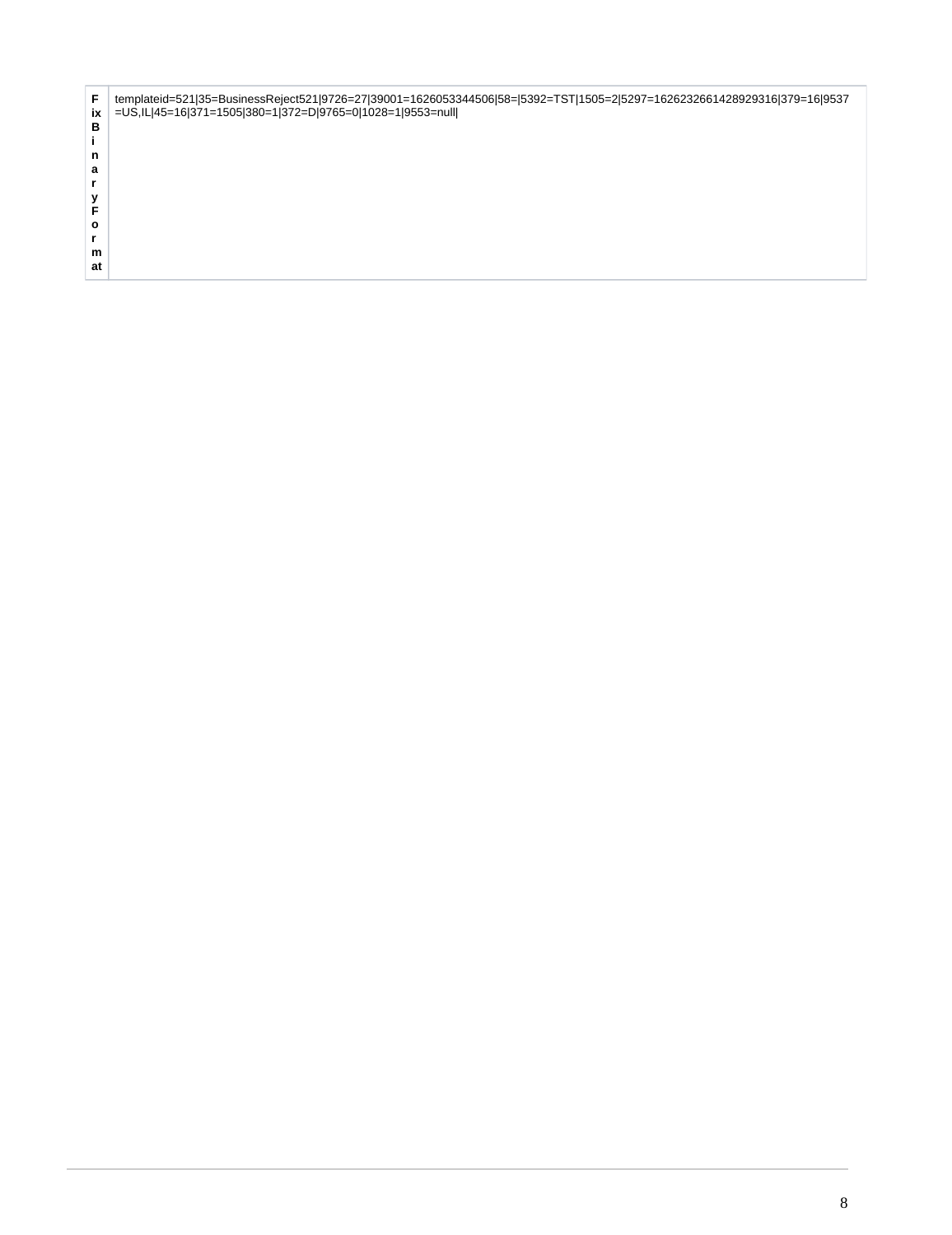| | |
|---|---|
| **FixBinaryFormat** | templateid=521\|35=BusinessReject521\|9726=27\|39001=1626053344506\|58=\|5392=TST\|1505=2\|5297=1626232661428929316\|379=16\|9537=US,IL\|45=16\|371=1505\|380=1\|372=D\|9765=0\|1028=1\|9553=null\| |